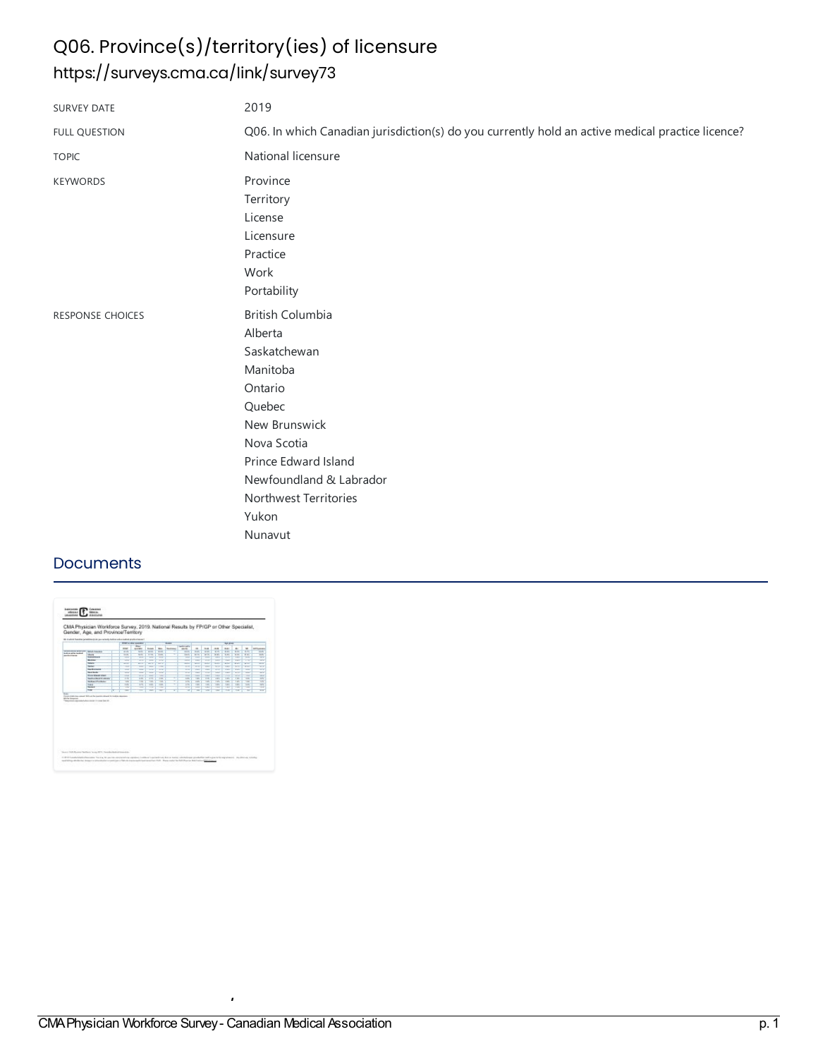# Q06. Province(s)/territory(ies) of licensure

## https://surveys.cma.ca/link/survey73

| | |
|---|---|
| SURVEY DATE | 2019 |
| FULL QUESTION | Q06. In which Canadian jurisdiction(s) do you currently hold an active medical practice licence? |
| TOPIC | National licensure |
| KEYWORDS | Province<br>Territory<br>License<br>Licensure<br>Practice<br>Work<br>Portability |
| RESPONSE CHOICES | British Columbia<br>Alberta<br>Saskatchewan<br>Manitoba<br>Ontario<br>Quebec<br>New Brunswick<br>Nova Scotia<br>Prince Edward Island<br>Newfoundland & Labrador<br>Northwest Territories<br>Yukon<br>Nunavut |

## Documents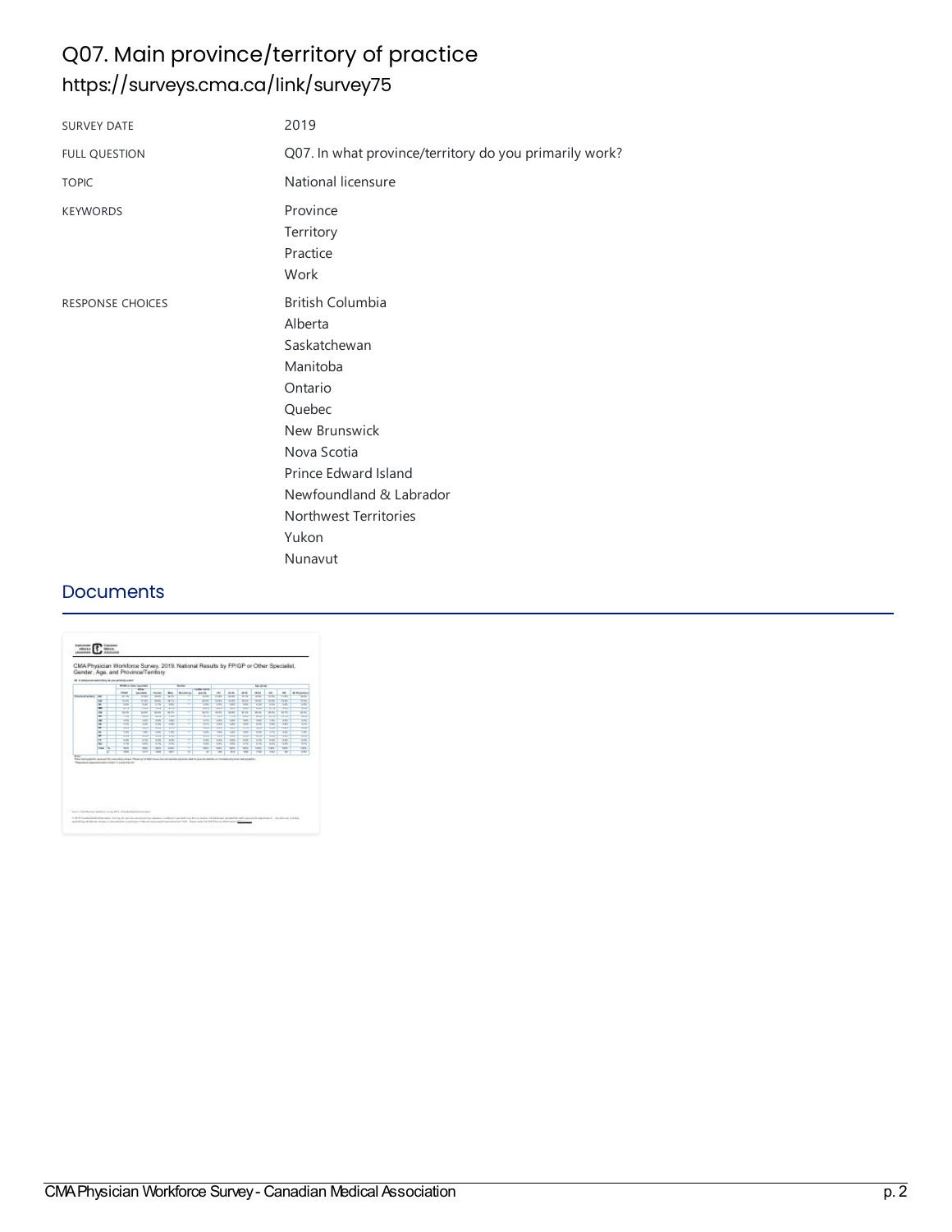# Q07. Main province/territory of practice

## https://surveys.cma.ca/link/survey75

| | |
|---|---|
| SURVEY DATE | 2019 |
| FULL QUESTION | Q07. In what province/territory do you primarily work? |
| TOPIC | National licensure |
| KEYWORDS | Province<br>Territory<br>Practice<br>Work |
| RESPONSE CHOICES | British Columbia<br>Alberta<br>Saskatchewan<br>Manitoba<br>Ontario<br>Quebec<br>New Brunswick<br>Nova Scotia<br>Prince Edward Island<br>Newfoundland & Labrador<br>Northwest Territories<br>Yukon<br>Nunavut |

## Documents

CMA Physician Workforce Survey, 2019: National Results by FP/GP or Other Specialist, Gender, Age, and Province/Territory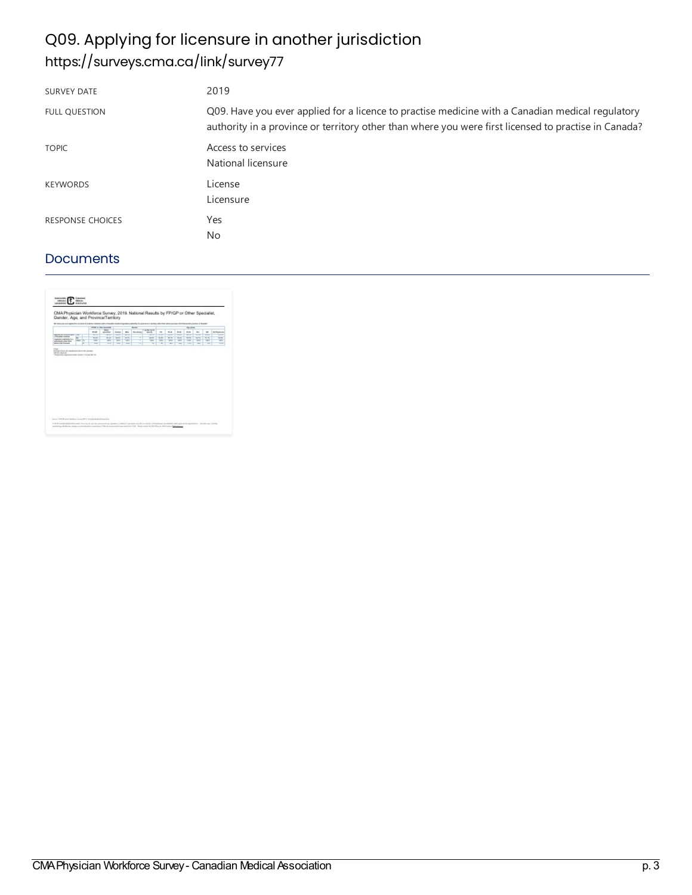# Q09. Applying for licensure in another jurisdiction

## https://surveys.cma.ca/link/survey77

| | |
|---|---|
| SURVEY DATE | 2019 |
| FULL QUESTION | Q09. Have you ever applied for a licence to practise medicine with a Canadian medical regulatory authority in a province or territory other than where you were first licensed to practise in Canada? |
| TOPIC | Access to services<br>National licensure |
| KEYWORDS | License<br>Licensure |
| RESPONSE CHOICES | Yes<br>No |

## Documents

CMA Physician Workforce Survey, 2019. National Results by FP/GP or Other Specialist, Gender, Age, and Province/Territory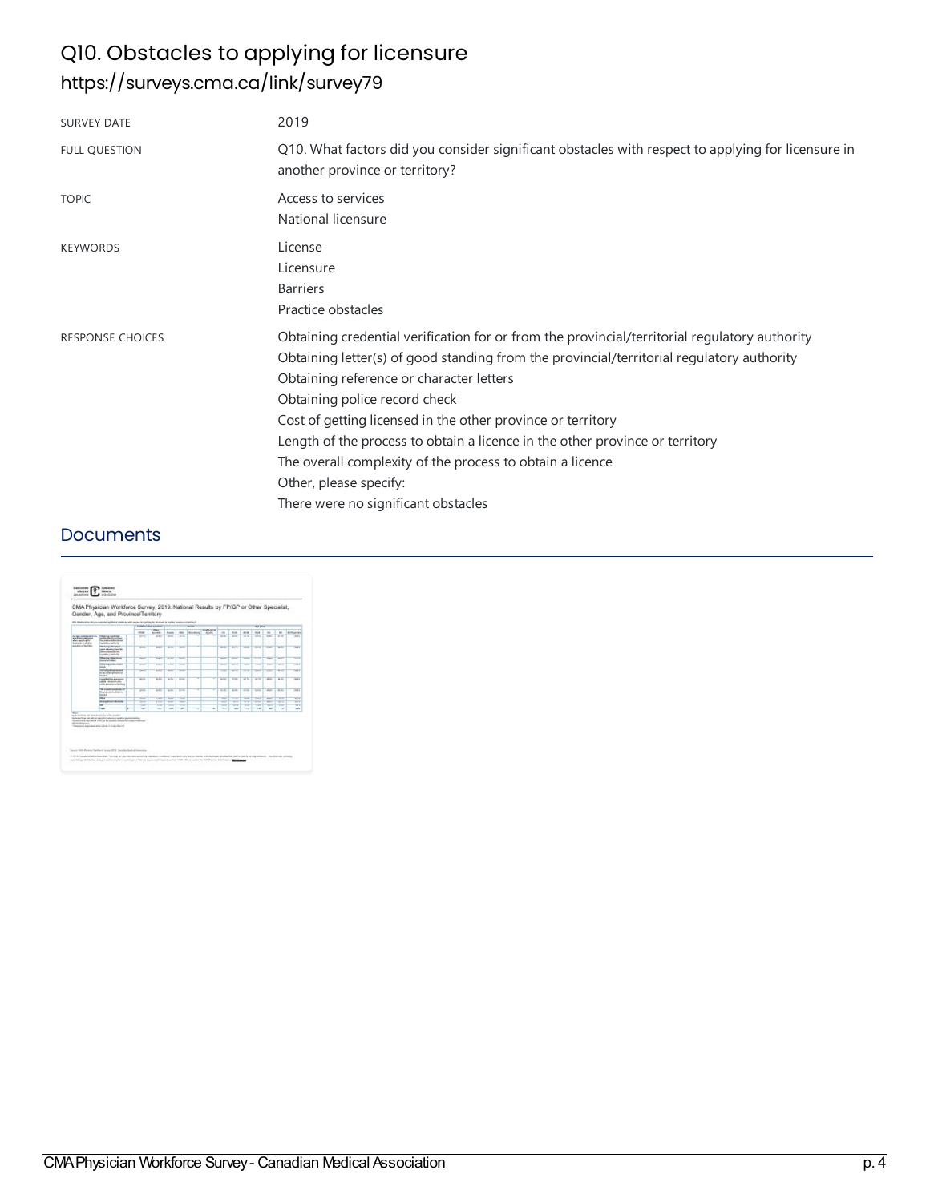# Q10. Obstacles to applying for licensure

## https://surveys.cma.ca/link/survey79

| | |
|---|---|
| SURVEY DATE | 2019 |
| FULL QUESTION | Q10. What factors did you consider significant obstacles with respect to applying for licensure in another province or territory? |
| TOPIC | Access to services<br>National licensure |
| KEYWORDS | License<br>Licensure<br>Barriers<br>Practice obstacles |
| RESPONSE CHOICES | Obtaining credential verification for or from the provincial/territorial regulatory authority<br>Obtaining letter(s) of good standing from the provincial/territorial regulatory authority<br>Obtaining reference or character letters<br>Obtaining police record check<br>Cost of getting licensed in the other province or territory<br>Length of the process to obtain a licence in the other province or territory<br>The overall complexity of the process to obtain a licence<br>Other, please specify:<br>There were no significant obstacles |

## Documents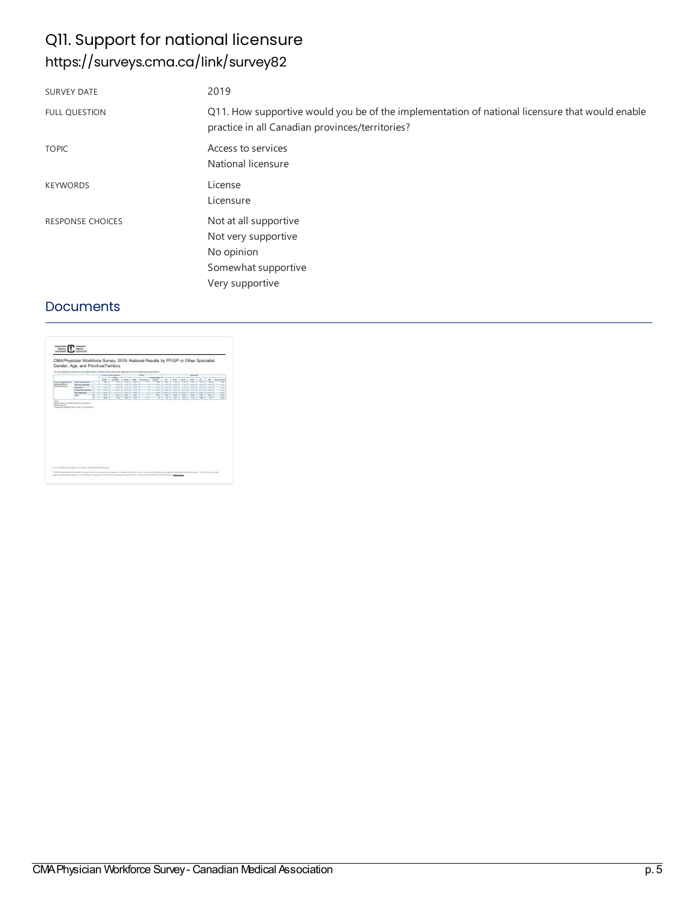# Q11. Support for national licensure

## https://surveys.cma.ca/link/survey82

| | |
|---|---|
| SURVEY DATE | 2019 |
| FULL QUESTION | Q11. How supportive would you be of the implementation of national licensure that would enable practice in all Canadian provinces/territories? |
| TOPIC | Access to services<br>National licensure |
| KEYWORDS | License<br>Licensure |
| RESPONSE CHOICES | Not at all supportive<br>Not very supportive<br>No opinion<br>Somewhat supportive<br>Very supportive |

## Documents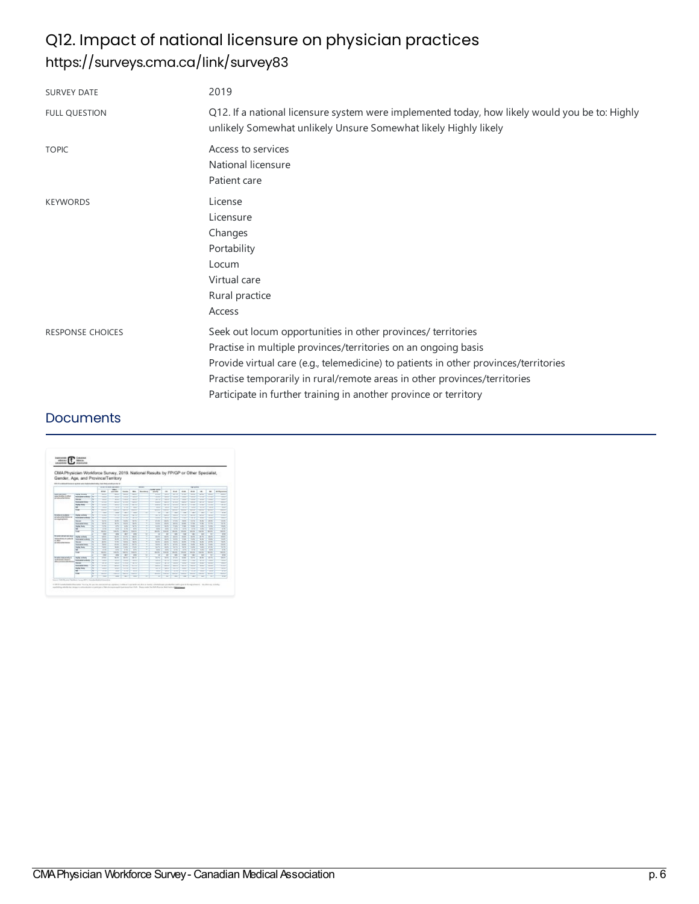# Q12. Impact of national licensure on physician practices

## https://surveys.cma.ca/link/survey83

| | |
|---|---|
| SURVEY DATE | 2019 |
| FULL QUESTION | Q12. If a national licensure system were implemented today, how likely would you be to: Highly unlikely Somewhat unlikely Unsure Somewhat likely Highly likely |
| TOPIC | Access to services<br>National licensure<br>Patient care |
| KEYWORDS | License<br>Licensure<br>Changes<br>Portability<br>Locum<br>Virtual care<br>Rural practice<br>Access |
| RESPONSE CHOICES | Seek out locum opportunities in other provinces/ territories<br>Practise in multiple provinces/territories on an ongoing basis<br>Provide virtual care (e.g., telemedicine) to patients in other provinces/territories<br>Practise temporarily in rural/remote areas in other provinces/territories<br>Participate in further training in another province or territory |

## Documents

CMA Physician Workforce Survey, 2019. National Results by FP/GP or Other Specialist, Gender, Age, and Province/Territory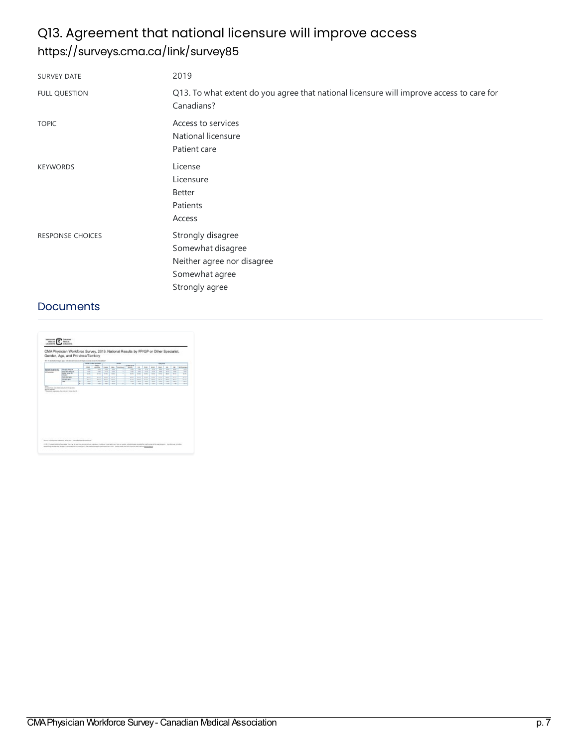# Q13. Agreement that national licensure will improve access

## https://surveys.cma.ca/link/survey85

| | |
|---|---|
| SURVEY DATE | 2019 |
| FULL QUESTION | Q13. To what extent do you agree that national licensure will improve access to care for Canadians? |
| TOPIC | Access to services<br>National licensure<br>Patient care |
| KEYWORDS | License<br>Licensure<br>Better<br>Patients<br>Access |
| RESPONSE CHOICES | Strongly disagree<br>Somewhat disagree<br>Neither agree nor disagree<br>Somewhat agree<br>Strongly agree |

## Documents

CMA Physician Workforce Survey, 2019: National Results by FP/GP or Other Specialist, Gender, Age, and Province/Territory